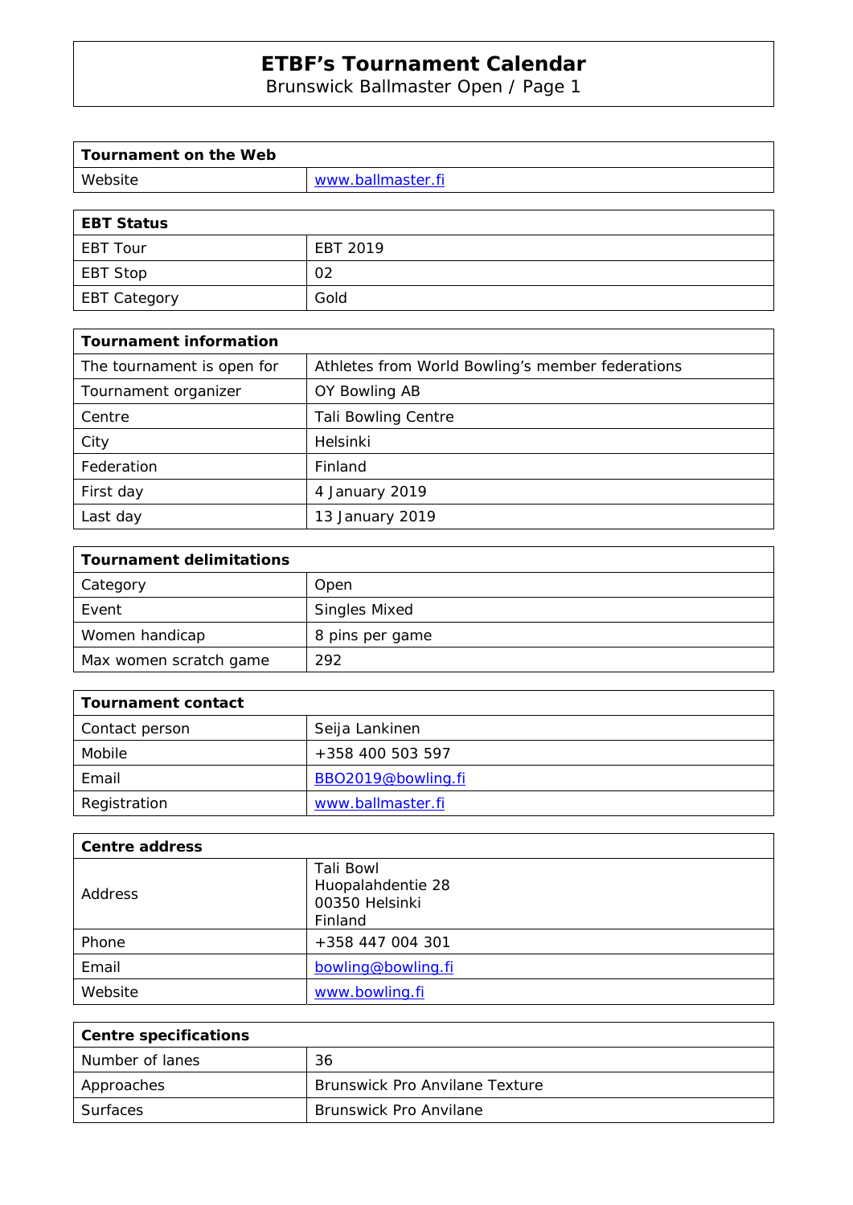# ETBF's Tournament Calendar

Brunswick Ballmaster Open / Page 1

| Tournament on the Web | |
|---|---|
| Website | www.ballmaster.fi |

| EBT Status | |
|---|---|
| EBT Tour | EBT 2019 |
| EBT Stop | 02 |
| EBT Category | Gold |

| Tournament information | |
|---|---|
| The tournament is open for | Athletes from World Bowling's member federations |
| Tournament organizer | OY Bowling AB |
| Centre | Tali Bowling Centre |
| City | Helsinki |
| Federation | Finland |
| First day | 4 January 2019 |
| Last day | 13 January 2019 |

| Tournament delimitations | |
|---|---|
| Category | Open |
| Event | Singles Mixed |
| Women handicap | 8 pins per game |
| Max women scratch game | 292 |

| Tournament contact | |
|---|---|
| Contact person | Seija Lankinen |
| Mobile | +358 400 503 597 |
| Email | BBO2019@bowling.fi |
| Registration | www.ballmaster.fi |

| Centre address | |
|---|---|
| Address | Tali Bowl<br>Huopalahdentie 28<br>00350 Helsinki<br>Finland |
| Phone | +358 447 004 301 |
| Email | bowling@bowling.fi |
| Website | www.bowling.fi |

| Centre specifications | |
|---|---|
| Number of lanes | 36 |
| Approaches | Brunswick Pro Anvilane Texture |
| Surfaces | Brunswick Pro Anvilane |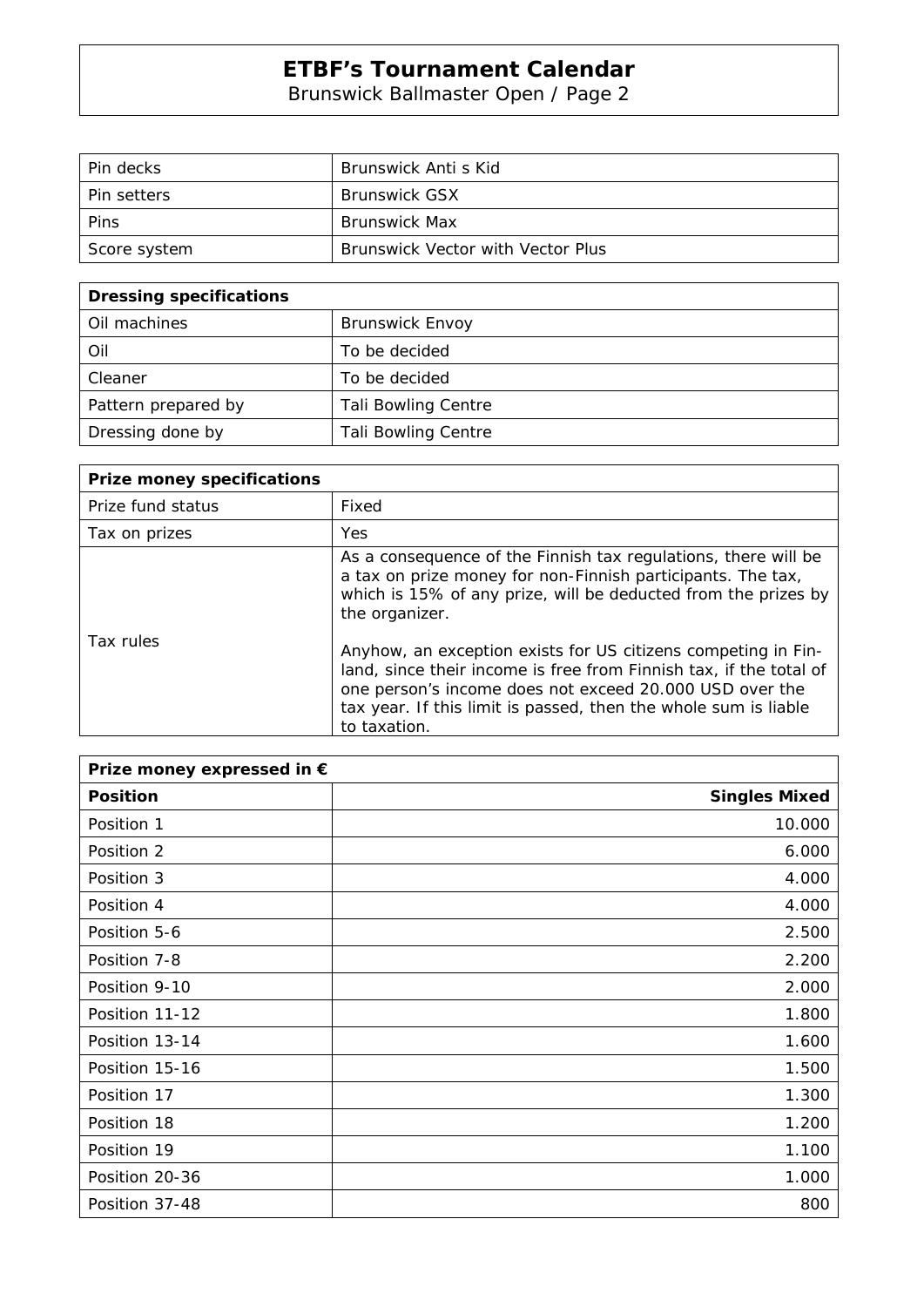# ETBF's Tournament Calendar

Brunswick Ballmaster Open / Page 2

| | |
|---|---|
| Pin decks | Brunswick Anti s Kid |
| Pin setters | Brunswick GSX |
| Pins | Brunswick Max |
| Score system | Brunswick Vector with Vector Plus |

| **Dressing specifications** | |
|---|---|
| Oil machines | Brunswick Envoy |
| Oil | To be decided |
| Cleaner | To be decided |
| Pattern prepared by | Tali Bowling Centre |
| Dressing done by | Tali Bowling Centre |

| **Prize money specifications** | |
|---|---|
| Prize fund status | Fixed |
| Tax on prizes | Yes |
| Tax rules | As a consequence of the Finnish tax regulations, there will be a tax on prize money for non-Finnish participants. The tax, which is 15% of any prize, will be deducted from the prizes by the organizer.<br><br>Anyhow, an exception exists for US citizens competing in Finland, since their income is free from Finnish tax, if the total of one person's income does not exceed 20.000 USD over the tax year. If this limit is passed, then the whole sum is liable to taxation. |

| **Prize money expressed in €** | |
|---|---|
| **Position** | **Singles Mixed** |
| Position 1 | 10.000 |
| Position 2 | 6.000 |
| Position 3 | 4.000 |
| Position 4 | 4.000 |
| Position 5-6 | 2.500 |
| Position 7-8 | 2.200 |
| Position 9-10 | 2.000 |
| Position 11-12 | 1.800 |
| Position 13-14 | 1.600 |
| Position 15-16 | 1.500 |
| Position 17 | 1.300 |
| Position 18 | 1.200 |
| Position 19 | 1.100 |
| Position 20-36 | 1.000 |
| Position 37-48 | 800 |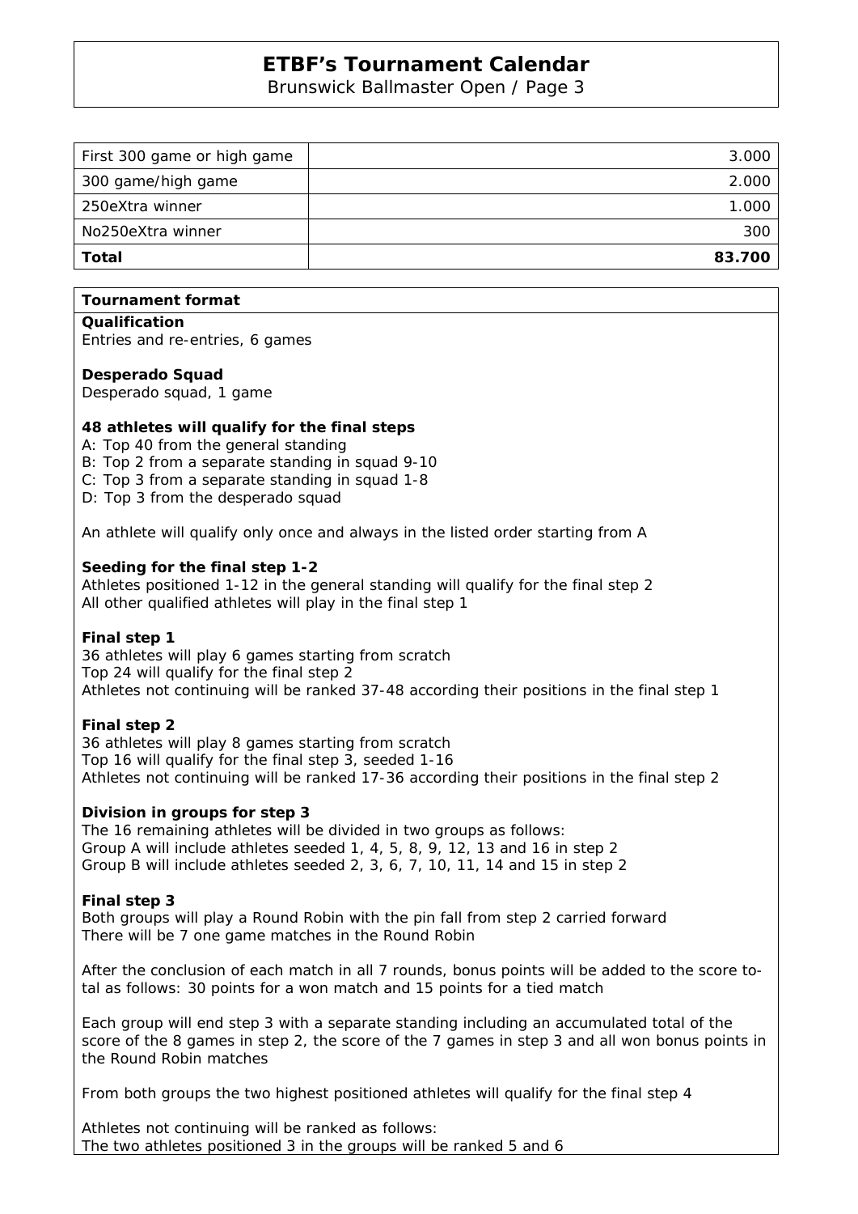| First 300 game or high game | 3.000 |
| --- | --- |
| 300 game/high game | 2.000 |
| 250eXtra winner | 1.000 |
| No250eXtra winner | 300 |
| **Total** | **83.700** |

**Tournament format**

**Qualification**
Entries and re-entries, 6 games

**Desperado Squad**
Desperado squad, 1 game

**48 athletes will qualify for the final steps**
A: Top 40 from the general standing
B: Top 2 from a separate standing in squad 9-10
C: Top 3 from a separate standing in squad 1-8
D: Top 3 from the desperado squad

An athlete will qualify only once and always in the listed order starting from A

**Seeding for the final step 1-2**
Athletes positioned 1-12 in the general standing will qualify for the final step 2
All other qualified athletes will play in the final step 1

**Final step 1**
36 athletes will play 6 games starting from scratch
Top 24 will qualify for the final step 2
Athletes not continuing will be ranked 37-48 according their positions in the final step 1

**Final step 2**
36 athletes will play 8 games starting from scratch
Top 16 will qualify for the final step 3, seeded 1-16
Athletes not continuing will be ranked 17-36 according their positions in the final step 2

**Division in groups for step 3**
The 16 remaining athletes will be divided in two groups as follows:
Group A will include athletes seeded 1, 4, 5, 8, 9, 12, 13 and 16 in step 2
Group B will include athletes seeded 2, 3, 6, 7, 10, 11, 14 and 15 in step 2

**Final step 3**
Both groups will play a Round Robin with the pin fall from step 2 carried forward
There will be 7 one game matches in the Round Robin

After the conclusion of each match in all 7 rounds, bonus points will be added to the score total as follows: 30 points for a won match and 15 points for a tied match

Each group will end step 3 with a separate standing including an accumulated total of the score of the 8 games in step 2, the score of the 7 games in step 3 and all won bonus points in the Round Robin matches

From both groups the two highest positioned athletes will qualify for the final step 4

Athletes not continuing will be ranked as follows:
The two athletes positioned 3 in the groups will be ranked 5 and 6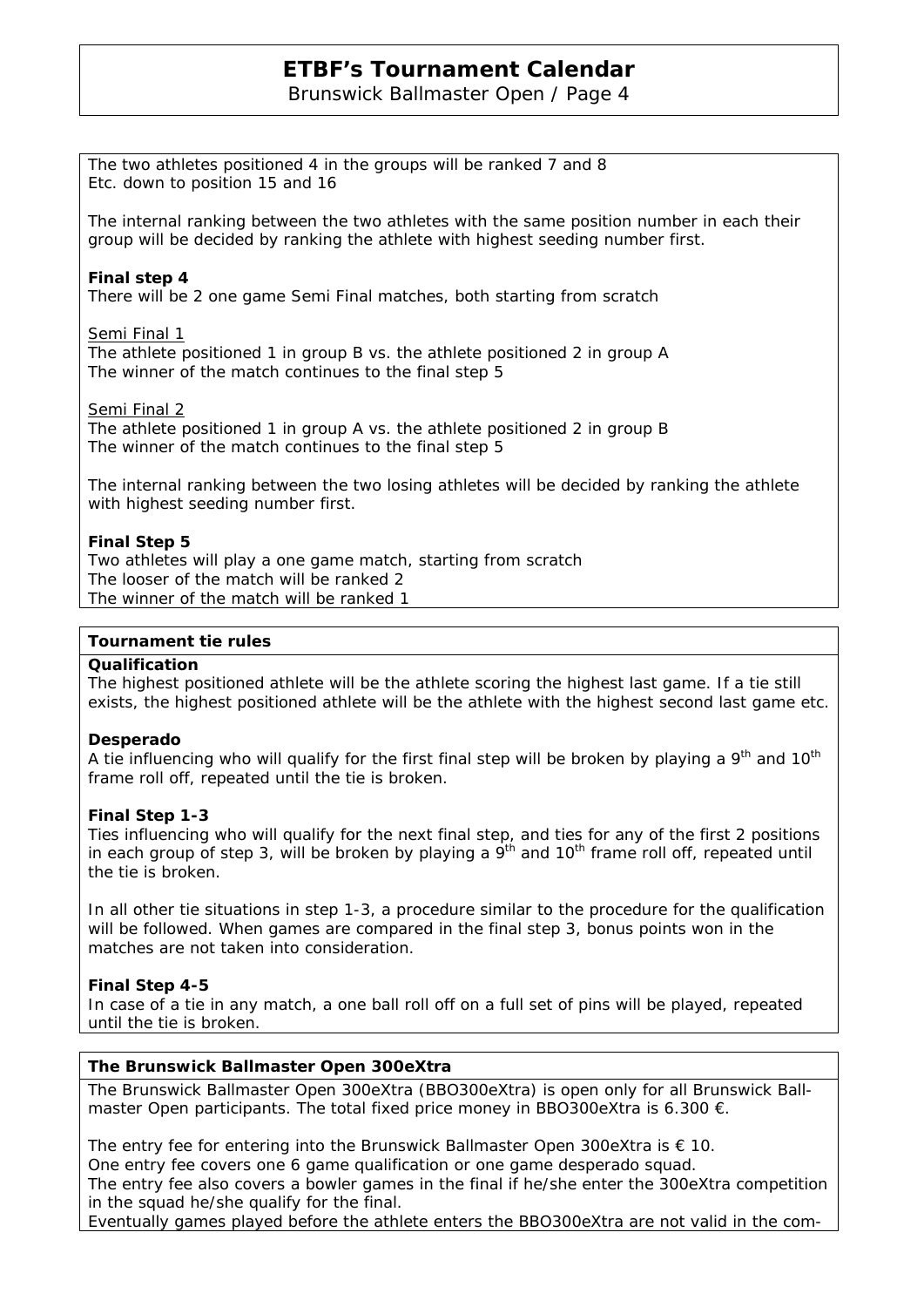The two athletes positioned 4 in the groups will be ranked 7 and 8
Etc. down to position 15 and 16

The internal ranking between the two athletes with the same position number in each their group will be decided by ranking the athlete with highest seeding number first.

**Final step 4**
There will be 2 one game Semi Final matches, both starting from scratch

Semi Final 1
The athlete positioned 1 in group B vs. the athlete positioned 2 in group A
The winner of the match continues to the final step 5

Semi Final 2
The athlete positioned 1 in group A vs. the athlete positioned 2 in group B
The winner of the match continues to the final step 5

The internal ranking between the two losing athletes will be decided by ranking the athlete with highest seeding number first.

**Final Step 5**
Two athletes will play a one game match, starting from scratch
The looser of the match will be ranked 2
The winner of the match will be ranked 1

## Tournament tie rules

**Qualification**
The highest positioned athlete will be the athlete scoring the highest last game. If a tie still exists, the highest positioned athlete will be the athlete with the highest second last game etc.

**Desperado**
A tie influencing who will qualify for the first final step will be broken by playing a 9th and 10th frame roll off, repeated until the tie is broken.

**Final Step 1-3**
Ties influencing who will qualify for the next final step, and ties for any of the first 2 positions in each group of step 3, will be broken by playing a 9th and 10th frame roll off, repeated until the tie is broken.

In all other tie situations in step 1-3, a procedure similar to the procedure for the qualification will be followed. When games are compared in the final step 3, bonus points won in the matches are not taken into consideration.

**Final Step 4-5**
In case of a tie in any match, a one ball roll off on a full set of pins will be played, repeated until the tie is broken.

## The Brunswick Ballmaster Open 300eXtra

The Brunswick Ballmaster Open 300eXtra (BBO300eXtra) is open only for all Brunswick Ballmaster Open participants. The total fixed price money in BBO300eXtra is 6.300 €.

The entry fee for entering into the Brunswick Ballmaster Open 300eXtra is € 10.
One entry fee covers one 6 game qualification or one game desperado squad.
The entry fee also covers a bowler games in the final if he/she enter the 300eXtra competition in the squad he/she qualify for the final.
Eventually games played before the athlete enters the BBO300eXtra are not valid in the com-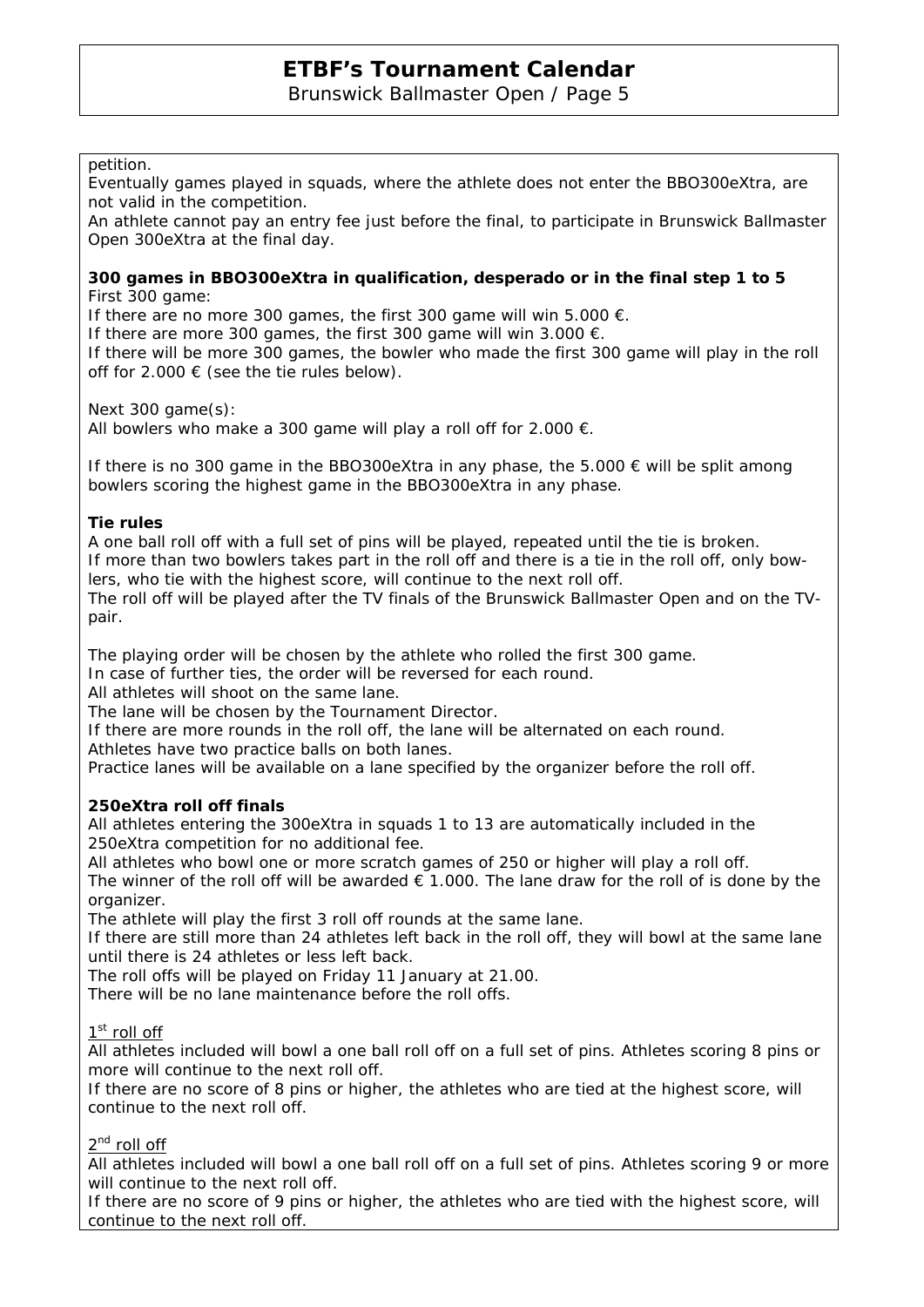petition.

Eventually games played in squads, where the athlete does not enter the BBO300eXtra, are not valid in the competition.

An athlete cannot pay an entry fee just before the final, to participate in Brunswick Ballmaster Open 300eXtra at the final day.

**300 games in BBO300eXtra in qualification, desperado or in the final step 1 to 5**

First 300 game:

If there are no more 300 games, the first 300 game will win 5.000 €.

If there are more 300 games, the first 300 game will win 3.000 €.

If there will be more 300 games, the bowler who made the first 300 game will play in the roll off for 2.000 € (see the tie rules below).

Next 300 game(s):

All bowlers who make a 300 game will play a roll off for 2.000 €.

If there is no 300 game in the BBO300eXtra in any phase, the 5.000 € will be split among bowlers scoring the highest game in the BBO300eXtra in any phase.

**Tie rules**

A one ball roll off with a full set of pins will be played, repeated until the tie is broken.

If more than two bowlers takes part in the roll off and there is a tie in the roll off, only bowlers, who tie with the highest score, will continue to the next roll off.

The roll off will be played after the TV finals of the Brunswick Ballmaster Open and on the TV-pair.

The playing order will be chosen by the athlete who rolled the first 300 game.

In case of further ties, the order will be reversed for each round.

All athletes will shoot on the same lane.

The lane will be chosen by the Tournament Director.

If there are more rounds in the roll off, the lane will be alternated on each round.

Athletes have two practice balls on both lanes.

Practice lanes will be available on a lane specified by the organizer before the roll off.

**250eXtra roll off finals**

All athletes entering the 300eXtra in squads 1 to 13 are automatically included in the 250eXtra competition for no additional fee.

All athletes who bowl one or more scratch games of 250 or higher will play a roll off.

The winner of the roll off will be awarded € 1.000. The lane draw for the roll of is done by the organizer.

The athlete will play the first 3 roll off rounds at the same lane.

If there are still more than 24 athletes left back in the roll off, they will bowl at the same lane until there is 24 athletes or less left back.

The roll offs will be played on Friday 11 January at 21.00.

There will be no lane maintenance before the roll offs.

1st roll off

All athletes included will bowl a one ball roll off on a full set of pins. Athletes scoring 8 pins or more will continue to the next roll off.

If there are no score of 8 pins or higher, the athletes who are tied at the highest score, will continue to the next roll off.

2nd roll off

All athletes included will bowl a one ball roll off on a full set of pins. Athletes scoring 9 or more will continue to the next roll off.

If there are no score of 9 pins or higher, the athletes who are tied with the highest score, will continue to the next roll off.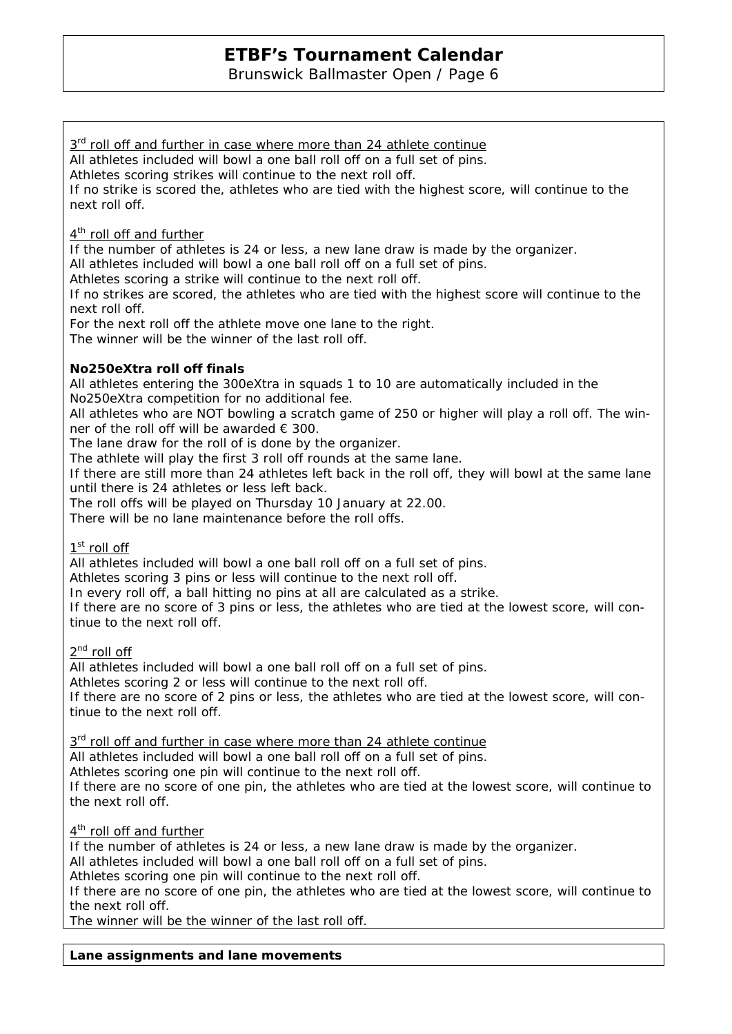3rd roll off and further in case where more than 24 athlete continue

All athletes included will bowl a one ball roll off on a full set of pins.
Athletes scoring strikes will continue to the next roll off.
If no strike is scored the, athletes who are tied with the highest score, will continue to the next roll off.

4th roll off and further

If the number of athletes is 24 or less, a new lane draw is made by the organizer.
All athletes included will bowl a one ball roll off on a full set of pins.
Athletes scoring a strike will continue to the next roll off.
If no strikes are scored, the athletes who are tied with the highest score will continue to the next roll off.
For the next roll off the athlete move one lane to the right.
The winner will be the winner of the last roll off.

**No250eXtra roll off finals**

All athletes entering the 300eXtra in squads 1 to 10 are automatically included in the No250eXtra competition for no additional fee.
All athletes who are NOT bowling a scratch game of 250 or higher will play a roll off. The winner of the roll off will be awarded € 300.
The lane draw for the roll of is done by the organizer.
The athlete will play the first 3 roll off rounds at the same lane.
If there are still more than 24 athletes left back in the roll off, they will bowl at the same lane until there is 24 athletes or less left back.
The roll offs will be played on Thursday 10 January at 22.00.
There will be no lane maintenance before the roll offs.

1st roll off

All athletes included will bowl a one ball roll off on a full set of pins.
Athletes scoring 3 pins or less will continue to the next roll off.
In every roll off, a ball hitting no pins at all are calculated as a strike.
If there are no score of 3 pins or less, the athletes who are tied at the lowest score, will continue to the next roll off.

2nd roll off

All athletes included will bowl a one ball roll off on a full set of pins.
Athletes scoring 2 or less will continue to the next roll off.
If there are no score of 2 pins or less, the athletes who are tied at the lowest score, will continue to the next roll off.

3rd roll off and further in case where more than 24 athlete continue

All athletes included will bowl a one ball roll off on a full set of pins.
Athletes scoring one pin will continue to the next roll off.
If there are no score of one pin, the athletes who are tied at the lowest score, will continue to the next roll off.

4th roll off and further

If the number of athletes is 24 or less, a new lane draw is made by the organizer.
All athletes included will bowl a one ball roll off on a full set of pins.
Athletes scoring one pin will continue to the next roll off.
If there are no score of one pin, the athletes who are tied at the lowest score, will continue to the next roll off.
The winner will be the winner of the last roll off.

**Lane assignments and lane movements**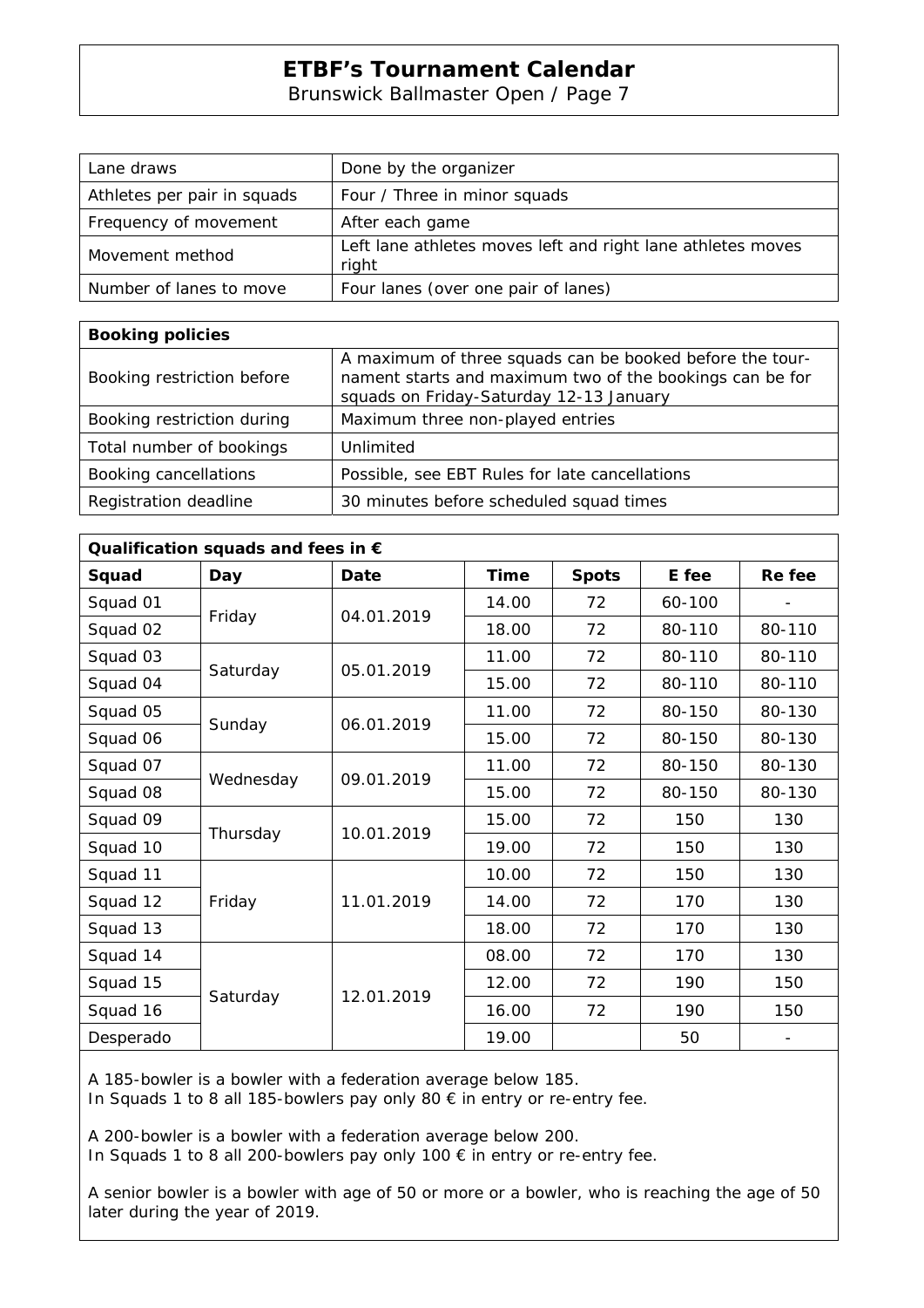| Lane draws | Done by the organizer |
| --- | --- |
| Athletes per pair in squads | Four / Three in minor squads |
| Frequency of movement | After each game |
| Movement method | Left lane athletes moves left and right lane athletes moves right |
| Number of lanes to move | Four lanes (over one pair of lanes) |

| **Booking policies** | |
| --- | --- |
| Booking restriction before | A maximum of three squads can be booked before the tournament starts and maximum two of the bookings can be for squads on Friday-Saturday 12-13 January |
| Booking restriction during | Maximum three non-played entries |
| Total number of bookings | Unlimited |
| Booking cancellations | Possible, see EBT Rules for late cancellations |
| Registration deadline | 30 minutes before scheduled squad times |

**Qualification squads and fees in €**

| Squad | Day | Date | Time | Spots | E fee | Re fee |
| --- | --- | --- | --- | --- | --- | --- |
| Squad 01 | Friday | 04.01.2019 | 14.00 | 72 | 60-100 | - |
| Squad 02 | | | 18.00 | 72 | 80-110 | 80-110 |
| Squad 03 | Saturday | 05.01.2019 | 11.00 | 72 | 80-110 | 80-110 |
| Squad 04 | | | 15.00 | 72 | 80-110 | 80-110 |
| Squad 05 | Sunday | 06.01.2019 | 11.00 | 72 | 80-150 | 80-130 |
| Squad 06 | | | 15.00 | 72 | 80-150 | 80-130 |
| Squad 07 | Wednesday | 09.01.2019 | 11.00 | 72 | 80-150 | 80-130 |
| Squad 08 | | | 15.00 | 72 | 80-150 | 80-130 |
| Squad 09 | Thursday | 10.01.2019 | 15.00 | 72 | 150 | 130 |
| Squad 10 | | | 19.00 | 72 | 150 | 130 |
| Squad 11 | Friday | 11.01.2019 | 10.00 | 72 | 150 | 130 |
| Squad 12 | | | 14.00 | 72 | 170 | 130 |
| Squad 13 | | | 18.00 | 72 | 170 | 130 |
| Squad 14 | Saturday | 12.01.2019 | 08.00 | 72 | 170 | 130 |
| Squad 15 | | | 12.00 | 72 | 190 | 150 |
| Squad 16 | | | 16.00 | 72 | 190 | 150 |
| Desperado | | | 19.00 | | 50 | - |

A 185-bowler is a bowler with a federation average below 185.
In Squads 1 to 8 all 185-bowlers pay only 80 € in entry or re-entry fee.

A 200-bowler is a bowler with a federation average below 200.
In Squads 1 to 8 all 200-bowlers pay only 100 € in entry or re-entry fee.

A senior bowler is a bowler with age of 50 or more or a bowler, who is reaching the age of 50 later during the year of 2019.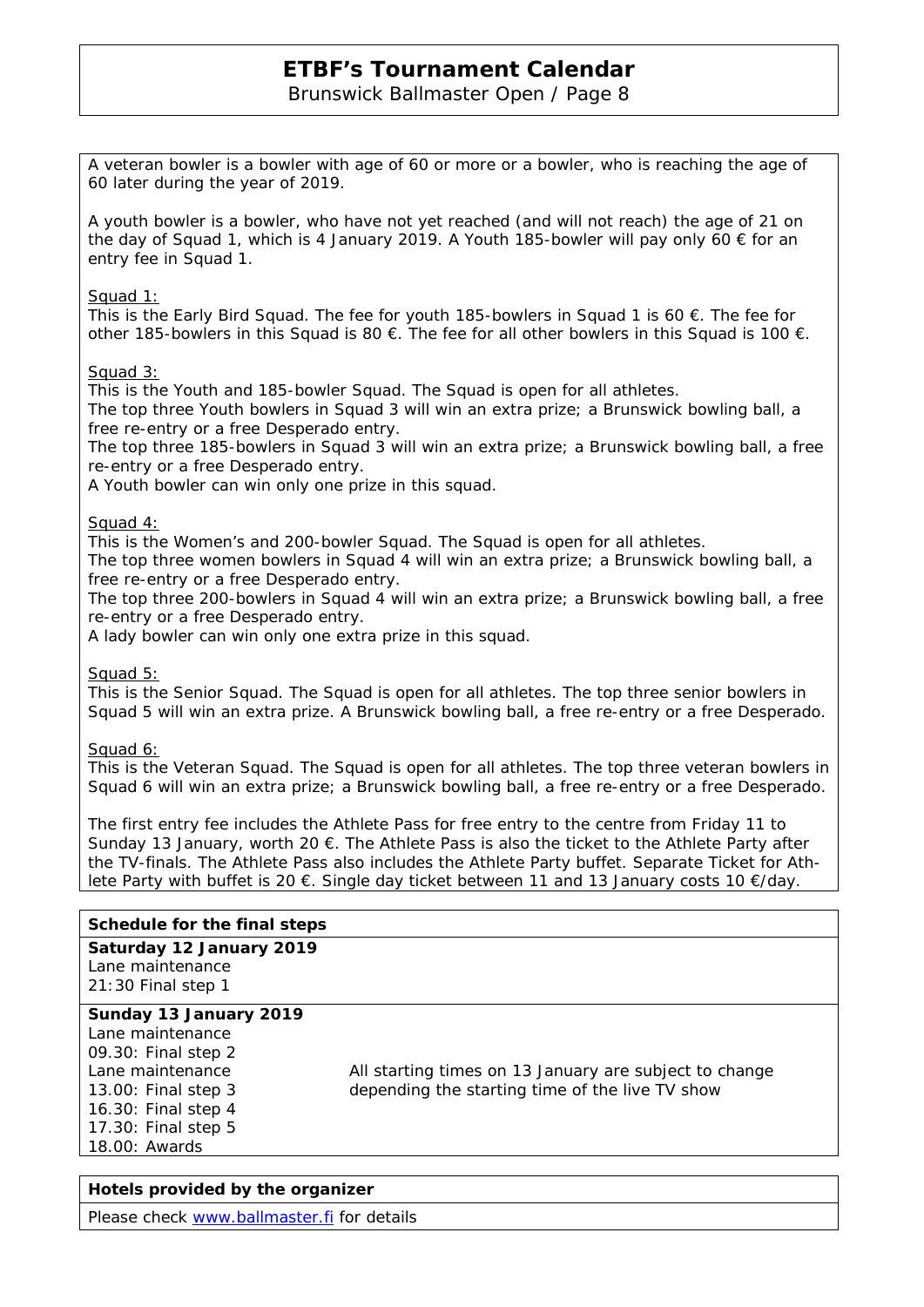A veteran bowler is a bowler with age of 60 or more or a bowler, who is reaching the age of 60 later during the year of 2019.

A youth bowler is a bowler, who have not yet reached (and will not reach) the age of 21 on the day of Squad 1, which is 4 January 2019. A Youth 185-bowler will pay only 60 € for an entry fee in Squad 1.

Squad 1:
This is the Early Bird Squad. The fee for youth 185-bowlers in Squad 1 is 60 €. The fee for other 185-bowlers in this Squad is 80 €. The fee for all other bowlers in this Squad is 100 €.

Squad 3:
This is the Youth and 185-bowler Squad. The Squad is open for all athletes.
The top three Youth bowlers in Squad 3 will win an extra prize; a Brunswick bowling ball, a free re-entry or a free Desperado entry.
The top three 185-bowlers in Squad 3 will win an extra prize; a Brunswick bowling ball, a free re-entry or a free Desperado entry.
A Youth bowler can win only one prize in this squad.

Squad 4:
This is the Women's and 200-bowler Squad. The Squad is open for all athletes.
The top three women bowlers in Squad 4 will win an extra prize; a Brunswick bowling ball, a free re-entry or a free Desperado entry.
The top three 200-bowlers in Squad 4 will win an extra prize; a Brunswick bowling ball, a free re-entry or a free Desperado entry.
A lady bowler can win only one extra prize in this squad.

Squad 5:
This is the Senior Squad. The Squad is open for all athletes. The top three senior bowlers in Squad 5 will win an extra prize. A Brunswick bowling ball, a free re-entry or a free Desperado.

Squad 6:
This is the Veteran Squad. The Squad is open for all athletes. The top three veteran bowlers in Squad 6 will win an extra prize; a Brunswick bowling ball, a free re-entry or a free Desperado.

The first entry fee includes the Athlete Pass for free entry to the centre from Friday 11 to Sunday 13 January, worth 20 €. The Athlete Pass is also the ticket to the Athlete Party after the TV-finals. The Athlete Pass also includes the Athlete Party buffet. Separate Ticket for Athlete Party with buffet is 20 €. Single day ticket between 11 and 13 January costs 10 €/day.

**Schedule for the final steps**

**Saturday 12 January 2019**
Lane maintenance
21:30 Final step 1

**Sunday 13 January 2019**
Lane maintenance
09.30: Final step 2
Lane maintenance
13.00: Final step 3
16.30: Final step 4
17.30: Final step 5
18.00: Awards

All starting times on 13 January are subject to change depending the starting time of the live TV show

**Hotels provided by the organizer**

Please check www.ballmaster.fi for details